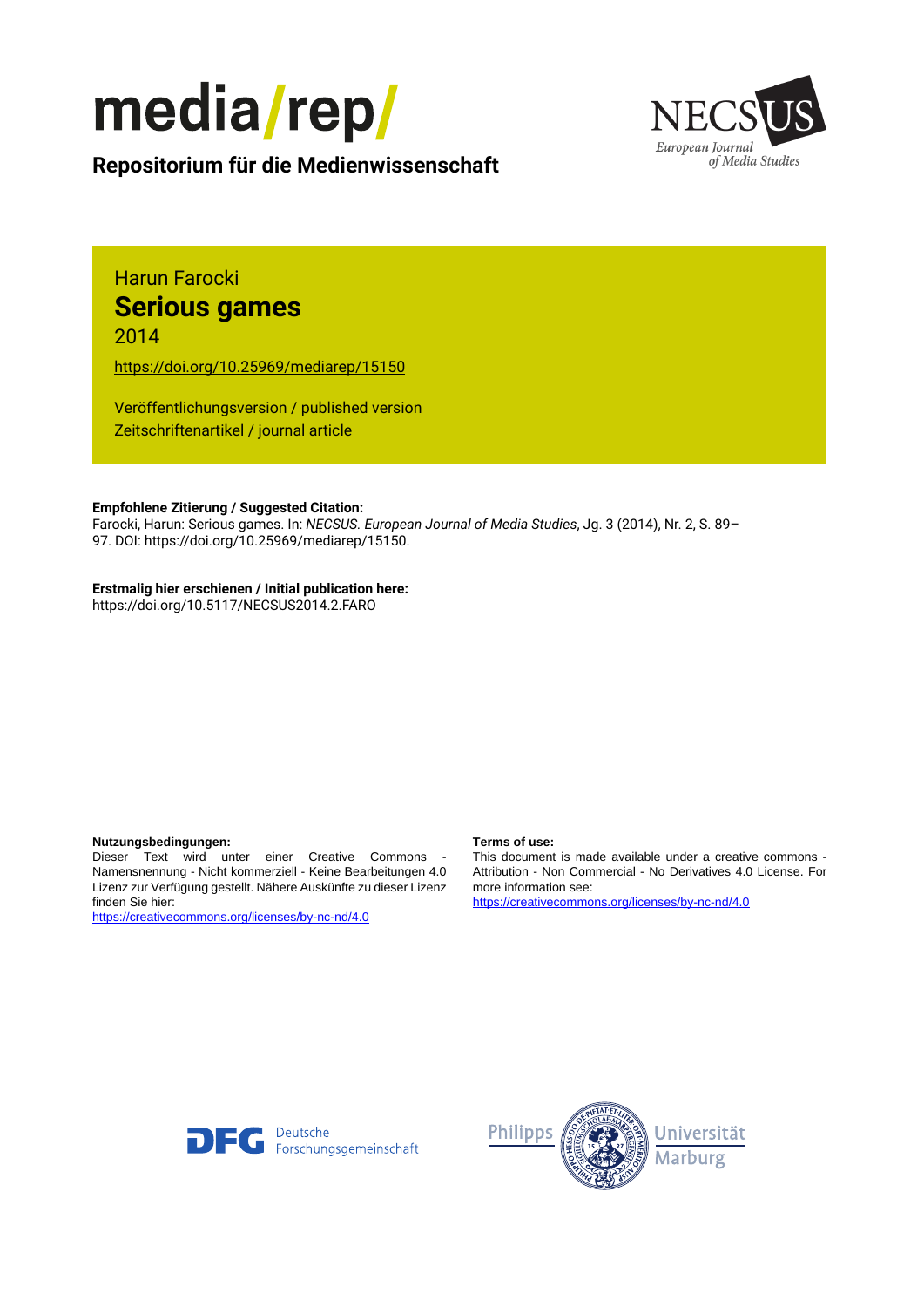media/rep/

Repositorium für die Medienwissenschaft

NECSUS European Journal of Media Studies

Harun Farocki

# Serious games

2014

https://doi.org/10.25969/mediarep/15150

Veröffentlichungsversion / published version
Zeitschriftenartikel / journal article

**Empfohlene Zitierung / Suggested Citation:**
Farocki, Harun: Serious games. In: *NECSUS. European Journal of Media Studies*, Jg. 3 (2014), Nr. 2, S. 89–97. DOI: https://doi.org/10.25969/mediarep/15150.

**Erstmalig hier erschienen / Initial publication here:**
https://doi.org/10.5117/NECSUS2014.2.FARO

**Nutzungsbedingungen:**
Dieser Text wird unter einer Creative Commons - Namensnennung - Nicht kommerziell - Keine Bearbeitungen 4.0 Lizenz zur Verfügung gestellt. Nähere Auskünfte zu dieser Lizenz finden Sie hier:
https://creativecommons.org/licenses/by-nc-nd/4.0

**Terms of use:**
This document is made available under a creative commons - Attribution - Non Commercial - No Derivatives 4.0 License. For more information see:
https://creativecommons.org/licenses/by-nc-nd/4.0

DFG Deutsche Forschungsgemeinschaft

Philipps Universität Marburg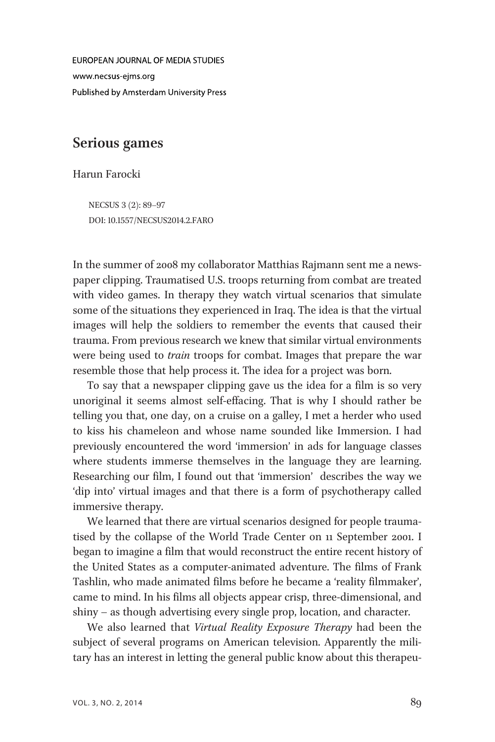EUROPEAN JOURNAL OF MEDIA STUDIES
www.necsus-ejms.org
Published by Amsterdam University Press

# Serious games

Harun Farocki

NECSUS 3 (2): 89–97
DOI: 10.1557/NECSUS2014.2.FARO

In the summer of 2008 my collaborator Matthias Rajmann sent me a newspaper clipping. Traumatised U.S. troops returning from combat are treated with video games. In therapy they watch virtual scenarios that simulate some of the situations they experienced in Iraq. The idea is that the virtual images will help the soldiers to remember the events that caused their trauma. From previous research we knew that similar virtual environments were being used to *train* troops for combat. Images that prepare the war resemble those that help process it. The idea for a project was born.

To say that a newspaper clipping gave us the idea for a film is so very unoriginal it seems almost self-effacing. That is why I should rather be telling you that, one day, on a cruise on a galley, I met a herder who used to kiss his chameleon and whose name sounded like Immersion. I had previously encountered the word 'immersion' in ads for language classes where students immerse themselves in the language they are learning. Researching our film, I found out that 'immersion' describes the way we 'dip into' virtual images and that there is a form of psychotherapy called immersive therapy.

We learned that there are virtual scenarios designed for people traumatised by the collapse of the World Trade Center on 11 September 2001. I began to imagine a film that would reconstruct the entire recent history of the United States as a computer-animated adventure. The films of Frank Tashlin, who made animated films before he became a 'reality filmmaker', came to mind. In his films all objects appear crisp, three-dimensional, and shiny – as though advertising every single prop, location, and character.

We also learned that *Virtual Reality Exposure Therapy* had been the subject of several programs on American television. Apparently the military has an interest in letting the general public know about this therapeu-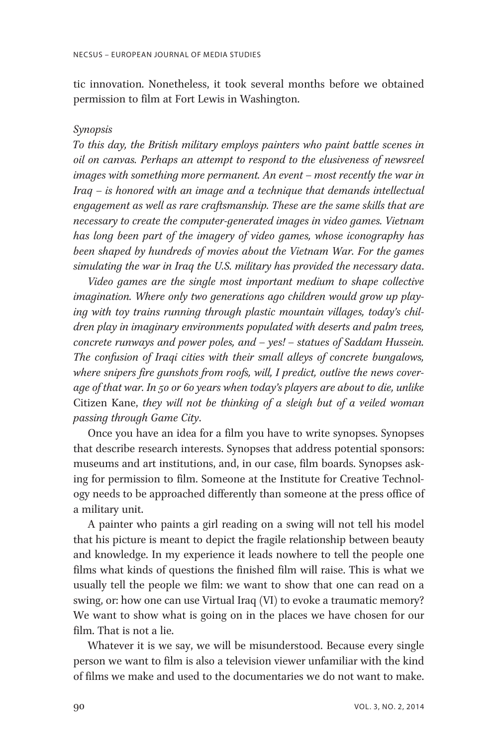tic innovation. Nonetheless, it took several months before we obtained permission to film at Fort Lewis in Washington.

*Synopsis*

*To this day, the British military employs painters who paint battle scenes in oil on canvas. Perhaps an attempt to respond to the elusiveness of newsreel images with something more permanent. An event – most recently the war in Iraq – is honored with an image and a technique that demands intellectual engagement as well as rare craftsmanship. These are the same skills that are necessary to create the computer-generated images in video games. Vietnam has long been part of the imagery of video games, whose iconography has been shaped by hundreds of movies about the Vietnam War. For the games simulating the war in Iraq the U.S. military has provided the necessary data.*

*Video games are the single most important medium to shape collective imagination. Where only two generations ago children would grow up playing with toy trains running through plastic mountain villages, today's children play in imaginary environments populated with deserts and palm trees, concrete runways and power poles, and – yes! – statues of Saddam Hussein. The confusion of Iraqi cities with their small alleys of concrete bungalows, where snipers fire gunshots from roofs, will, I predict, outlive the news coverage of that war. In 50 or 60 years when today's players are about to die, unlike* Citizen Kane, *they will not be thinking of a sleigh but of a veiled woman passing through Game City.*

Once you have an idea for a film you have to write synopses. Synopses that describe research interests. Synopses that address potential sponsors: museums and art institutions, and, in our case, film boards. Synopses asking for permission to film. Someone at the Institute for Creative Technology needs to be approached differently than someone at the press office of a military unit.

A painter who paints a girl reading on a swing will not tell his model that his picture is meant to depict the fragile relationship between beauty and knowledge. In my experience it leads nowhere to tell the people one films what kinds of questions the finished film will raise. This is what we usually tell the people we film: we want to show that one can read on a swing, or: how one can use Virtual Iraq (VI) to evoke a traumatic memory? We want to show what is going on in the places we have chosen for our film. That is not a lie.

Whatever it is we say, we will be misunderstood. Because every single person we want to film is also a television viewer unfamiliar with the kind of films we make and used to the documentaries we do not want to make.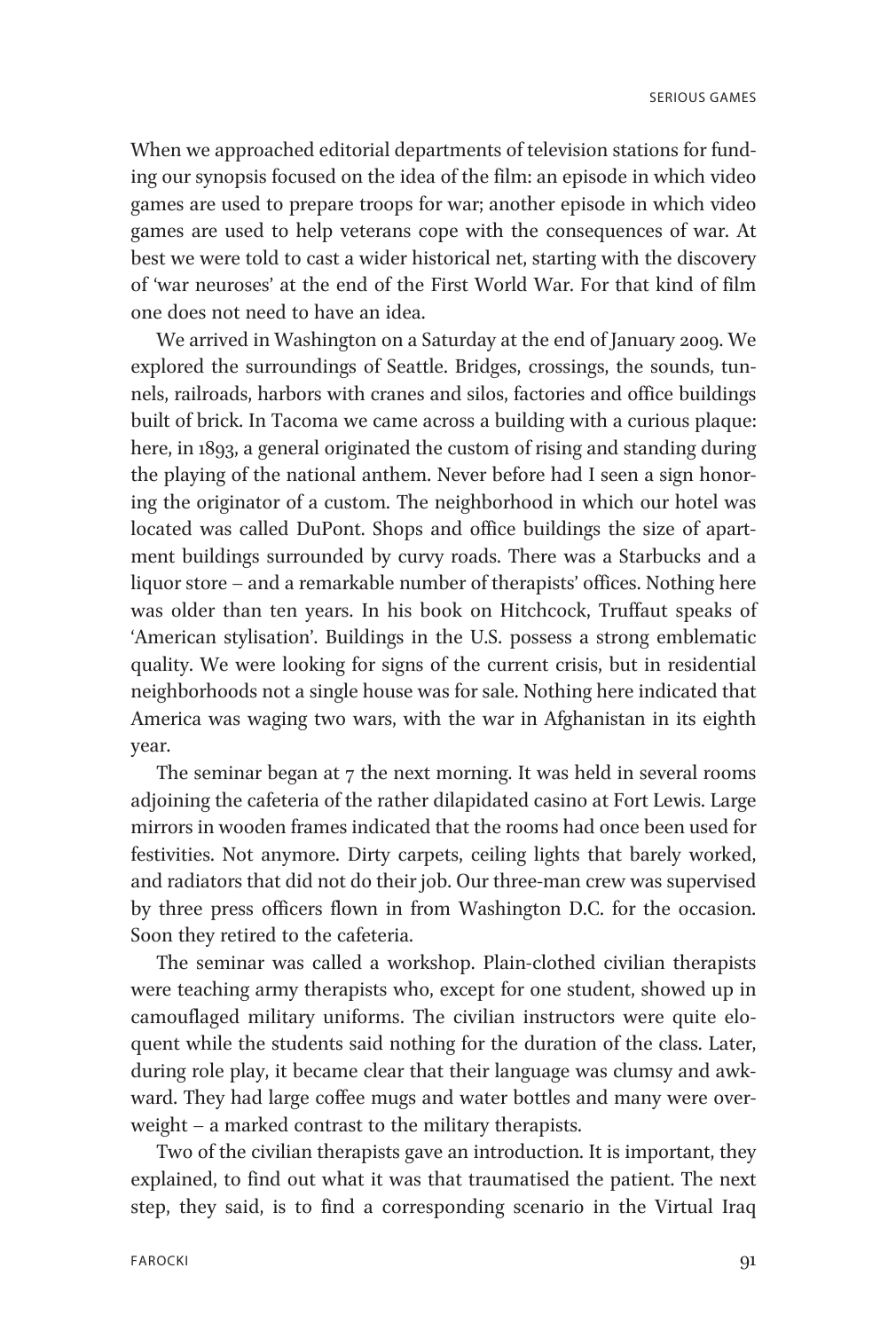When we approached editorial departments of television stations for funding our synopsis focused on the idea of the film: an episode in which video games are used to prepare troops for war; another episode in which video games are used to help veterans cope with the consequences of war. At best we were told to cast a wider historical net, starting with the discovery of 'war neuroses' at the end of the First World War. For that kind of film one does not need to have an idea.

We arrived in Washington on a Saturday at the end of January 2009. We explored the surroundings of Seattle. Bridges, crossings, the sounds, tunnels, railroads, harbors with cranes and silos, factories and office buildings built of brick. In Tacoma we came across a building with a curious plaque: here, in 1893, a general originated the custom of rising and standing during the playing of the national anthem. Never before had I seen a sign honoring the originator of a custom. The neighborhood in which our hotel was located was called DuPont. Shops and office buildings the size of apartment buildings surrounded by curvy roads. There was a Starbucks and a liquor store – and a remarkable number of therapists' offices. Nothing here was older than ten years. In his book on Hitchcock, Truffaut speaks of 'American stylisation'. Buildings in the U.S. possess a strong emblematic quality. We were looking for signs of the current crisis, but in residential neighborhoods not a single house was for sale. Nothing here indicated that America was waging two wars, with the war in Afghanistan in its eighth year.

The seminar began at 7 the next morning. It was held in several rooms adjoining the cafeteria of the rather dilapidated casino at Fort Lewis. Large mirrors in wooden frames indicated that the rooms had once been used for festivities. Not anymore. Dirty carpets, ceiling lights that barely worked, and radiators that did not do their job. Our three-man crew was supervised by three press officers flown in from Washington D.C. for the occasion. Soon they retired to the cafeteria.

The seminar was called a workshop. Plain-clothed civilian therapists were teaching army therapists who, except for one student, showed up in camouflaged military uniforms. The civilian instructors were quite eloquent while the students said nothing for the duration of the class. Later, during role play, it became clear that their language was clumsy and awkward. They had large coffee mugs and water bottles and many were overweight – a marked contrast to the military therapists.

Two of the civilian therapists gave an introduction. It is important, they explained, to find out what it was that traumatised the patient. The next step, they said, is to find a corresponding scenario in the Virtual Iraq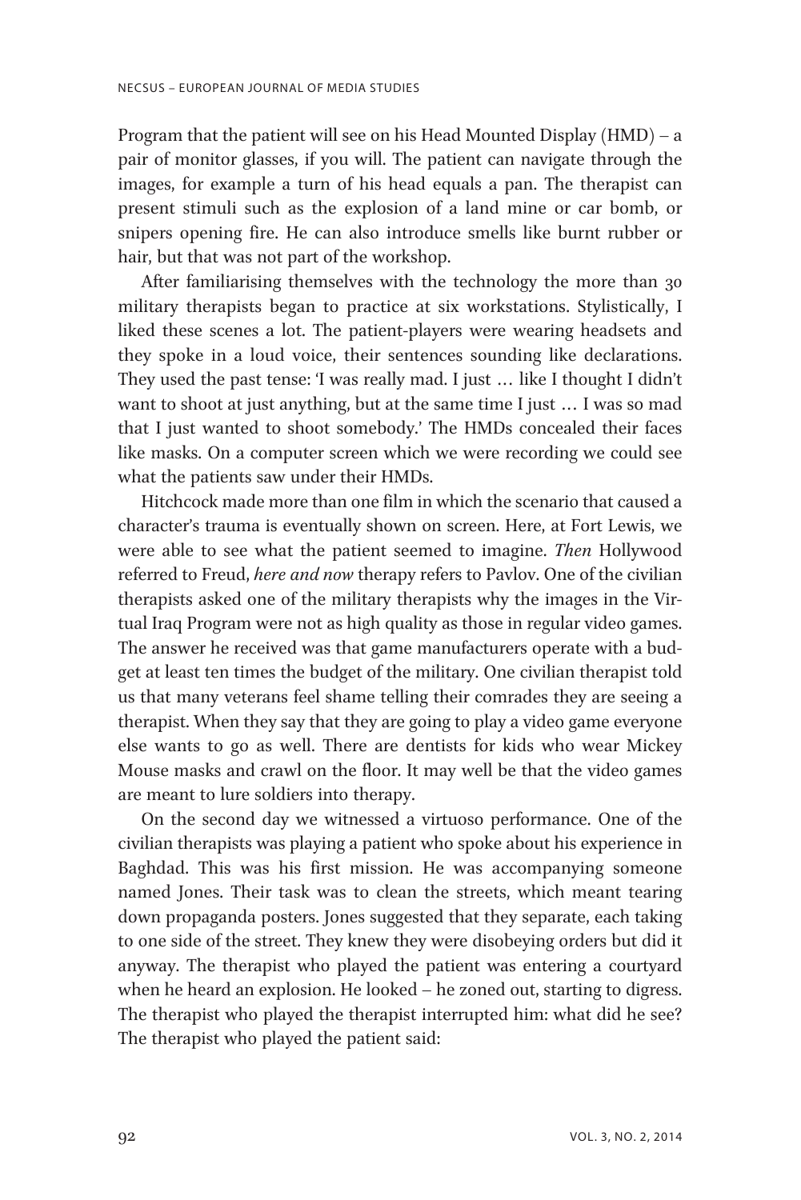Program that the patient will see on his Head Mounted Display (HMD) – a pair of monitor glasses, if you will. The patient can navigate through the images, for example a turn of his head equals a pan. The therapist can present stimuli such as the explosion of a land mine or car bomb, or snipers opening fire. He can also introduce smells like burnt rubber or hair, but that was not part of the workshop.

After familiarising themselves with the technology the more than 30 military therapists began to practice at six workstations. Stylistically, I liked these scenes a lot. The patient-players were wearing headsets and they spoke in a loud voice, their sentences sounding like declarations. They used the past tense: 'I was really mad. I just … like I thought I didn't want to shoot at just anything, but at the same time I just … I was so mad that I just wanted to shoot somebody.' The HMDs concealed their faces like masks. On a computer screen which we were recording we could see what the patients saw under their HMDs.

Hitchcock made more than one film in which the scenario that caused a character's trauma is eventually shown on screen. Here, at Fort Lewis, we were able to see what the patient seemed to imagine. *Then* Hollywood referred to Freud, *here and now* therapy refers to Pavlov. One of the civilian therapists asked one of the military therapists why the images in the Virtual Iraq Program were not as high quality as those in regular video games. The answer he received was that game manufacturers operate with a budget at least ten times the budget of the military. One civilian therapist told us that many veterans feel shame telling their comrades they are seeing a therapist. When they say that they are going to play a video game everyone else wants to go as well. There are dentists for kids who wear Mickey Mouse masks and crawl on the floor. It may well be that the video games are meant to lure soldiers into therapy.

On the second day we witnessed a virtuoso performance. One of the civilian therapists was playing a patient who spoke about his experience in Baghdad. This was his first mission. He was accompanying someone named Jones. Their task was to clean the streets, which meant tearing down propaganda posters. Jones suggested that they separate, each taking to one side of the street. They knew they were disobeying orders but did it anyway. The therapist who played the patient was entering a courtyard when he heard an explosion. He looked – he zoned out, starting to digress. The therapist who played the therapist interrupted him: what did he see? The therapist who played the patient said: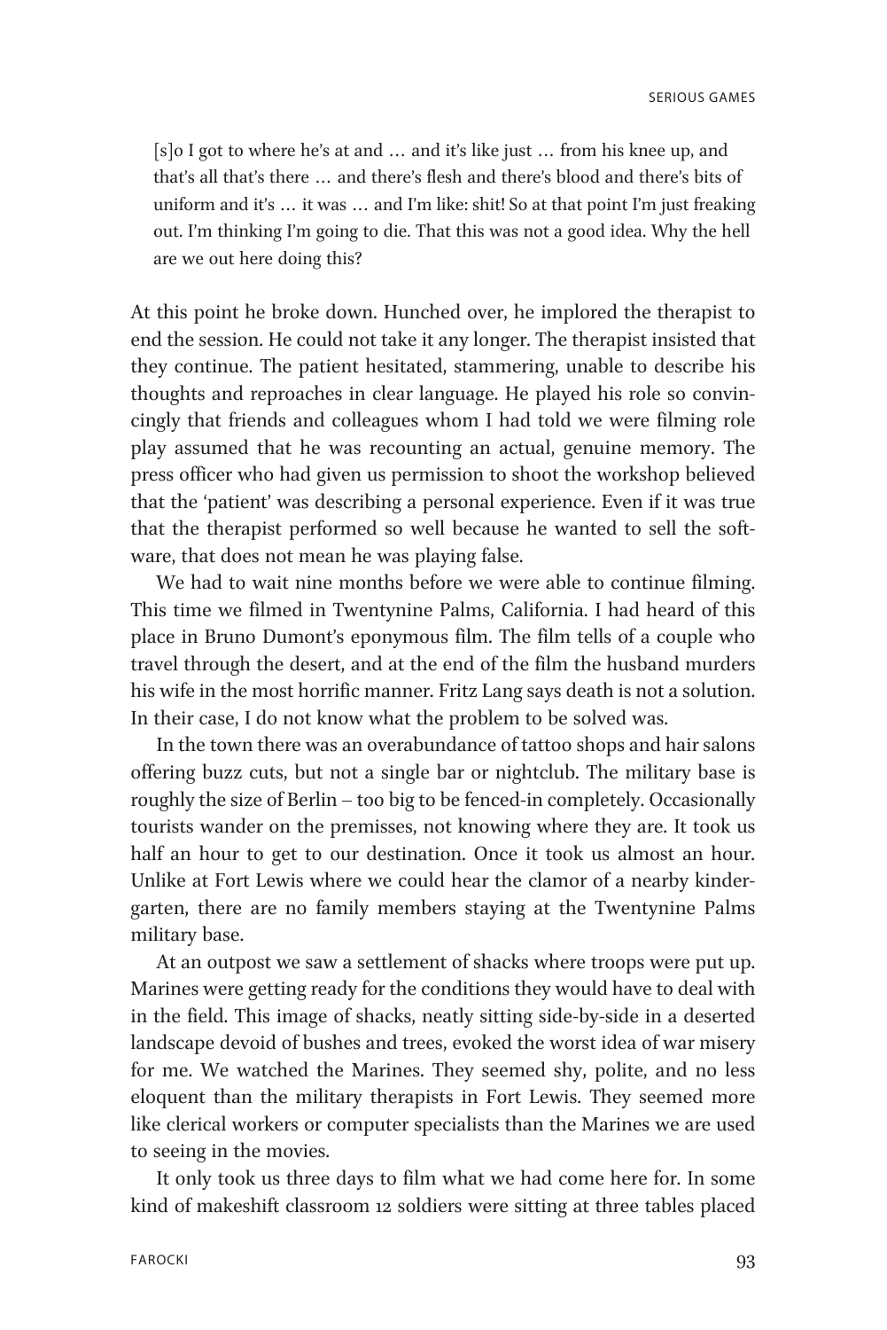> [s]o I got to where he's at and … and it's like just … from his knee up, and that's all that's there … and there's flesh and there's blood and there's bits of uniform and it's … it was … and I'm like: shit! So at that point I'm just freaking out. I'm thinking I'm going to die. That this was not a good idea. Why the hell are we out here doing this?

At this point he broke down. Hunched over, he implored the therapist to end the session. He could not take it any longer. The therapist insisted that they continue. The patient hesitated, stammering, unable to describe his thoughts and reproaches in clear language. He played his role so convincingly that friends and colleagues whom I had told we were filming role play assumed that he was recounting an actual, genuine memory. The press officer who had given us permission to shoot the workshop believed that the 'patient' was describing a personal experience. Even if it was true that the therapist performed so well because he wanted to sell the software, that does not mean he was playing false.

We had to wait nine months before we were able to continue filming. This time we filmed in Twentynine Palms, California. I had heard of this place in Bruno Dumont's eponymous film. The film tells of a couple who travel through the desert, and at the end of the film the husband murders his wife in the most horrific manner. Fritz Lang says death is not a solution. In their case, I do not know what the problem to be solved was.

In the town there was an overabundance of tattoo shops and hair salons offering buzz cuts, but not a single bar or nightclub. The military base is roughly the size of Berlin – too big to be fenced-in completely. Occasionally tourists wander on the premisses, not knowing where they are. It took us half an hour to get to our destination. Once it took us almost an hour. Unlike at Fort Lewis where we could hear the clamor of a nearby kindergarten, there are no family members staying at the Twentynine Palms military base.

At an outpost we saw a settlement of shacks where troops were put up. Marines were getting ready for the conditions they would have to deal with in the field. This image of shacks, neatly sitting side-by-side in a deserted landscape devoid of bushes and trees, evoked the worst idea of war misery for me. We watched the Marines. They seemed shy, polite, and no less eloquent than the military therapists in Fort Lewis. They seemed more like clerical workers or computer specialists than the Marines we are used to seeing in the movies.

It only took us three days to film what we had come here for. In some kind of makeshift classroom 12 soldiers were sitting at three tables placed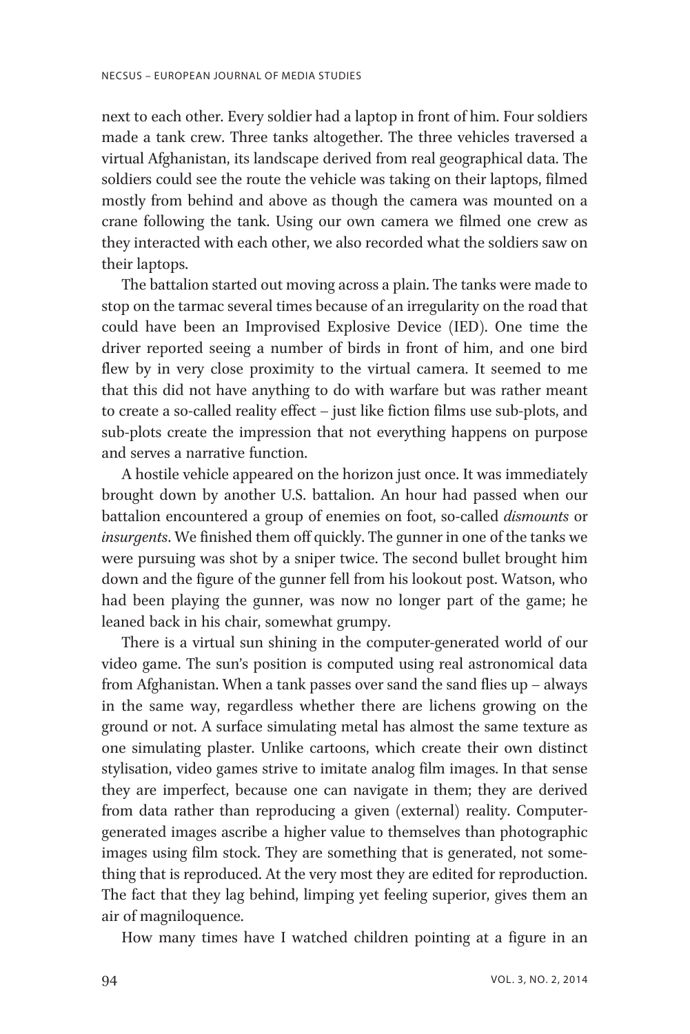next to each other. Every soldier had a laptop in front of him. Four soldiers made a tank crew. Three tanks altogether. The three vehicles traversed a virtual Afghanistan, its landscape derived from real geographical data. The soldiers could see the route the vehicle was taking on their laptops, filmed mostly from behind and above as though the camera was mounted on a crane following the tank. Using our own camera we filmed one crew as they interacted with each other, we also recorded what the soldiers saw on their laptops.

The battalion started out moving across a plain. The tanks were made to stop on the tarmac several times because of an irregularity on the road that could have been an Improvised Explosive Device (IED). One time the driver reported seeing a number of birds in front of him, and one bird flew by in very close proximity to the virtual camera. It seemed to me that this did not have anything to do with warfare but was rather meant to create a so-called reality effect – just like fiction films use sub-plots, and sub-plots create the impression that not everything happens on purpose and serves a narrative function.

A hostile vehicle appeared on the horizon just once. It was immediately brought down by another U.S. battalion. An hour had passed when our battalion encountered a group of enemies on foot, so-called *dismounts* or *insurgents*. We finished them off quickly. The gunner in one of the tanks we were pursuing was shot by a sniper twice. The second bullet brought him down and the figure of the gunner fell from his lookout post. Watson, who had been playing the gunner, was now no longer part of the game; he leaned back in his chair, somewhat grumpy.

There is a virtual sun shining in the computer-generated world of our video game. The sun's position is computed using real astronomical data from Afghanistan. When a tank passes over sand the sand flies up – always in the same way, regardless whether there are lichens growing on the ground or not. A surface simulating metal has almost the same texture as one simulating plaster. Unlike cartoons, which create their own distinct stylisation, video games strive to imitate analog film images. In that sense they are imperfect, because one can navigate in them; they are derived from data rather than reproducing a given (external) reality. Computer-generated images ascribe a higher value to themselves than photographic images using film stock. They are something that is generated, not something that is reproduced. At the very most they are edited for reproduction. The fact that they lag behind, limping yet feeling superior, gives them an air of magniloquence.

How many times have I watched children pointing at a figure in an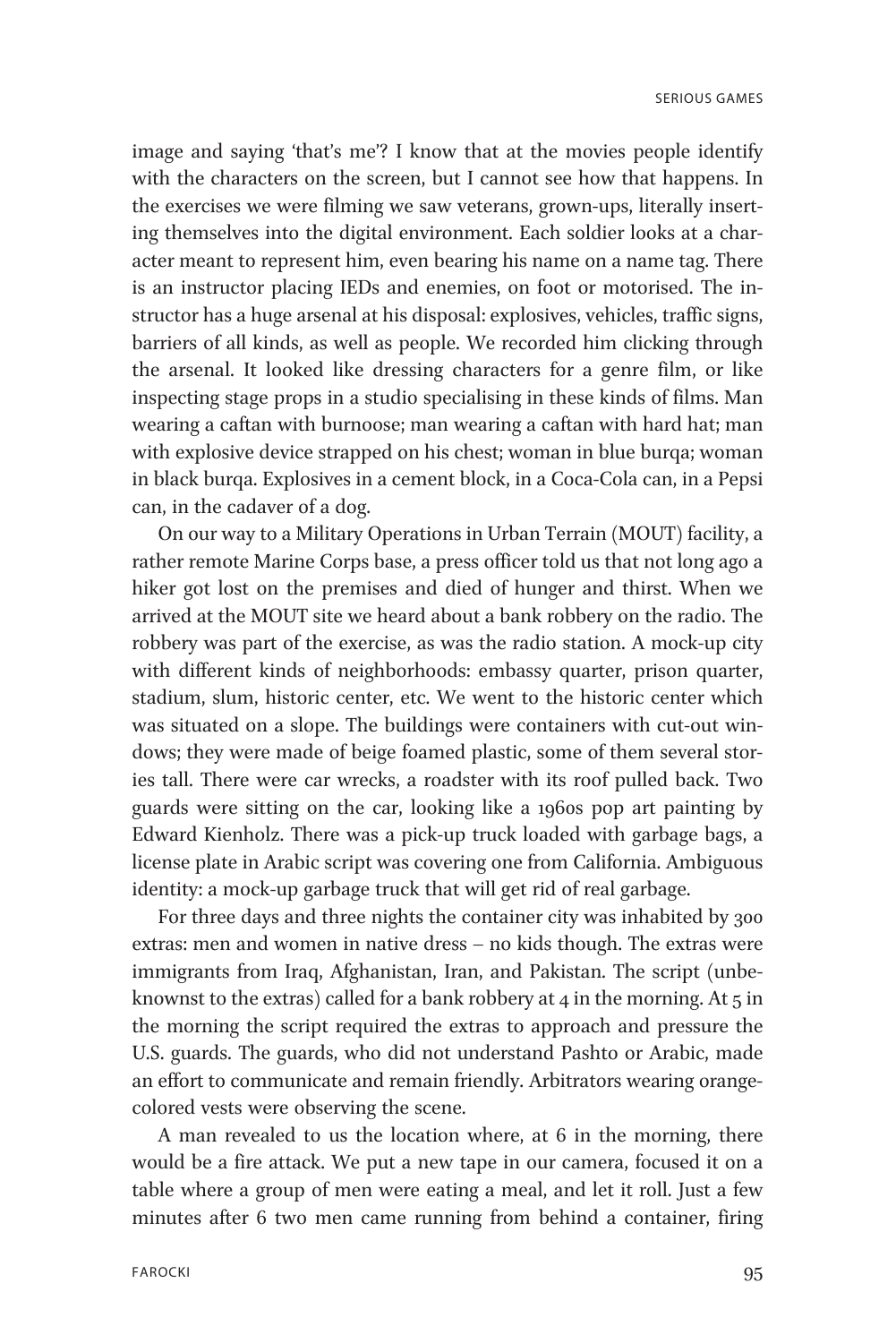image and saying 'that's me'? I know that at the movies people identify with the characters on the screen, but I cannot see how that happens. In the exercises we were filming we saw veterans, grown-ups, literally inserting themselves into the digital environment. Each soldier looks at a character meant to represent him, even bearing his name on a name tag. There is an instructor placing IEDs and enemies, on foot or motorised. The instructor has a huge arsenal at his disposal: explosives, vehicles, traffic signs, barriers of all kinds, as well as people. We recorded him clicking through the arsenal. It looked like dressing characters for a genre film, or like inspecting stage props in a studio specialising in these kinds of films. Man wearing a caftan with burnoose; man wearing a caftan with hard hat; man with explosive device strapped on his chest; woman in blue burqa; woman in black burqa. Explosives in a cement block, in a Coca-Cola can, in a Pepsi can, in the cadaver of a dog.

On our way to a Military Operations in Urban Terrain (MOUT) facility, a rather remote Marine Corps base, a press officer told us that not long ago a hiker got lost on the premises and died of hunger and thirst. When we arrived at the MOUT site we heard about a bank robbery on the radio. The robbery was part of the exercise, as was the radio station. A mock-up city with different kinds of neighborhoods: embassy quarter, prison quarter, stadium, slum, historic center, etc. We went to the historic center which was situated on a slope. The buildings were containers with cut-out windows; they were made of beige foamed plastic, some of them several stories tall. There were car wrecks, a roadster with its roof pulled back. Two guards were sitting on the car, looking like a 1960s pop art painting by Edward Kienholz. There was a pick-up truck loaded with garbage bags, a license plate in Arabic script was covering one from California. Ambiguous identity: a mock-up garbage truck that will get rid of real garbage.

For three days and three nights the container city was inhabited by 300 extras: men and women in native dress – no kids though. The extras were immigrants from Iraq, Afghanistan, Iran, and Pakistan. The script (unbeknownst to the extras) called for a bank robbery at 4 in the morning. At 5 in the morning the script required the extras to approach and pressure the U.S. guards. The guards, who did not understand Pashto or Arabic, made an effort to communicate and remain friendly. Arbitrators wearing orange-colored vests were observing the scene.

A man revealed to us the location where, at 6 in the morning, there would be a fire attack. We put a new tape in our camera, focused it on a table where a group of men were eating a meal, and let it roll. Just a few minutes after 6 two men came running from behind a container, firing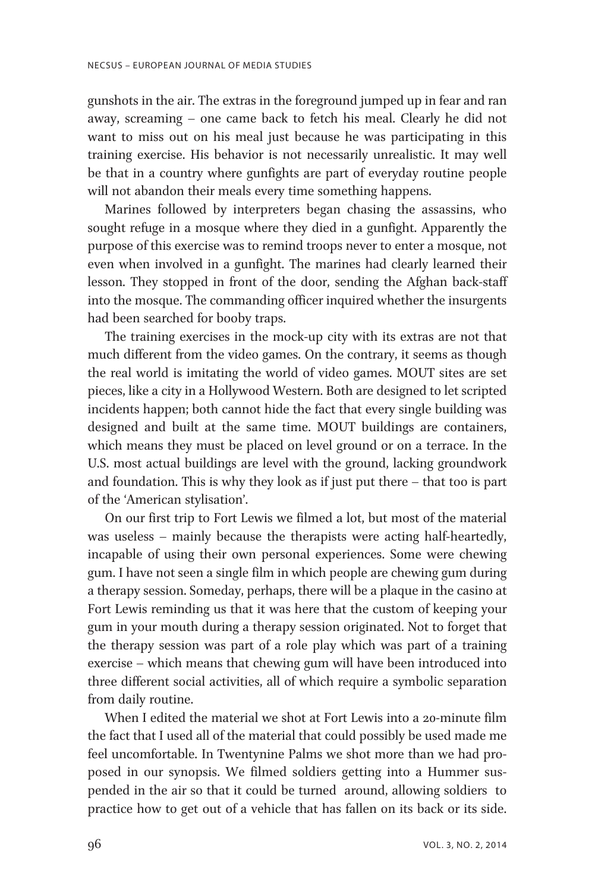gunshots in the air. The extras in the foreground jumped up in fear and ran away, screaming – one came back to fetch his meal. Clearly he did not want to miss out on his meal just because he was participating in this training exercise. His behavior is not necessarily unrealistic. It may well be that in a country where gunfights are part of everyday routine people will not abandon their meals every time something happens.

Marines followed by interpreters began chasing the assassins, who sought refuge in a mosque where they died in a gunfight. Apparently the purpose of this exercise was to remind troops never to enter a mosque, not even when involved in a gunfight. The marines had clearly learned their lesson. They stopped in front of the door, sending the Afghan back-staff into the mosque. The commanding officer inquired whether the insurgents had been searched for booby traps.

The training exercises in the mock-up city with its extras are not that much different from the video games. On the contrary, it seems as though the real world is imitating the world of video games. MOUT sites are set pieces, like a city in a Hollywood Western. Both are designed to let scripted incidents happen; both cannot hide the fact that every single building was designed and built at the same time. MOUT buildings are containers, which means they must be placed on level ground or on a terrace. In the U.S. most actual buildings are level with the ground, lacking groundwork and foundation. This is why they look as if just put there – that too is part of the 'American stylisation'.

On our first trip to Fort Lewis we filmed a lot, but most of the material was useless – mainly because the therapists were acting half-heartedly, incapable of using their own personal experiences. Some were chewing gum. I have not seen a single film in which people are chewing gum during a therapy session. Someday, perhaps, there will be a plaque in the casino at Fort Lewis reminding us that it was here that the custom of keeping your gum in your mouth during a therapy session originated. Not to forget that the therapy session was part of a role play which was part of a training exercise – which means that chewing gum will have been introduced into three different social activities, all of which require a symbolic separation from daily routine.

When I edited the material we shot at Fort Lewis into a 20-minute film the fact that I used all of the material that could possibly be used made me feel uncomfortable. In Twentynine Palms we shot more than we had proposed in our synopsis. We filmed soldiers getting into a Hummer suspended in the air so that it could be turned around, allowing soldiers to practice how to get out of a vehicle that has fallen on its back or its side.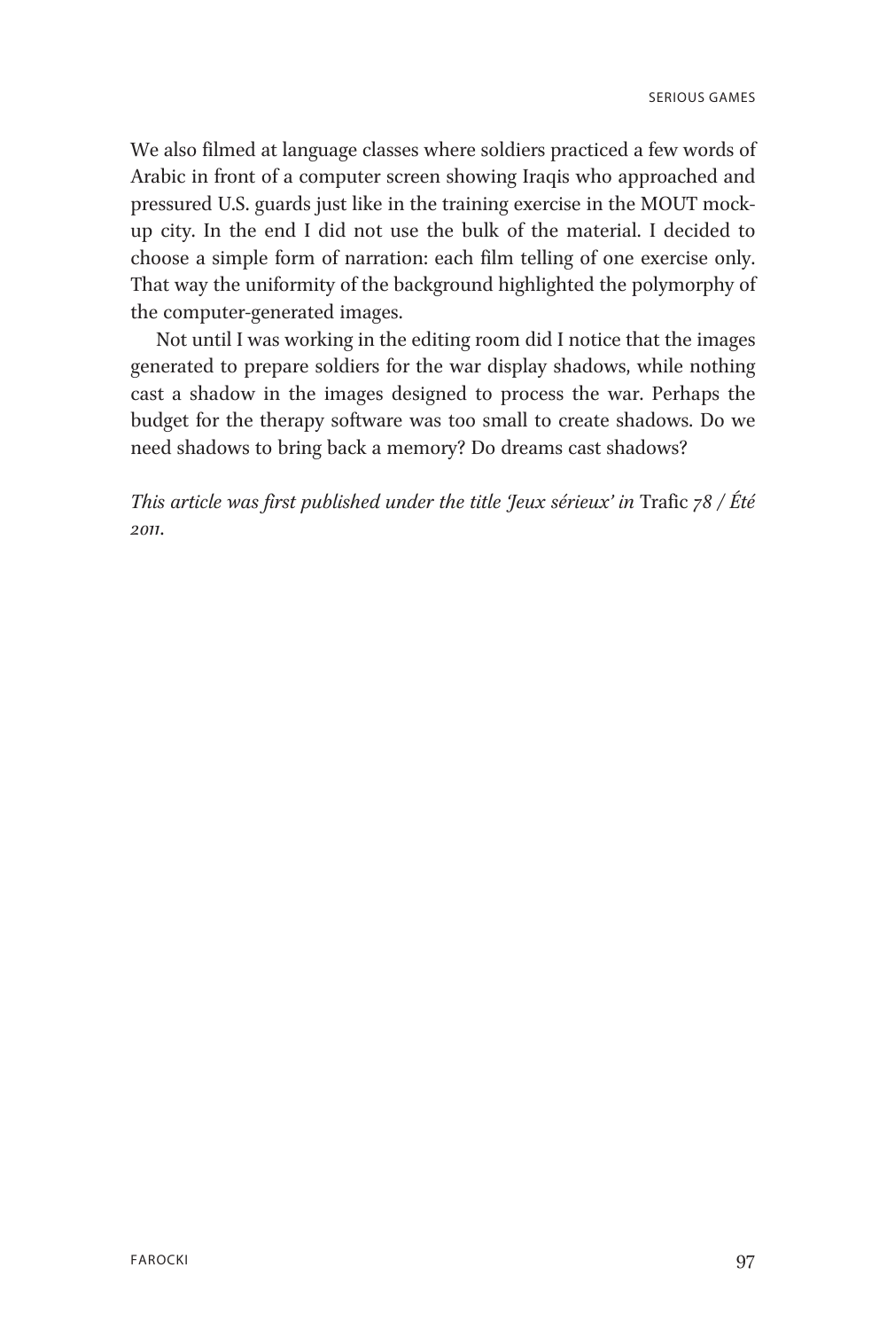We also filmed at language classes where soldiers practiced a few words of Arabic in front of a computer screen showing Iraqis who approached and pressured U.S. guards just like in the training exercise in the MOUT mock-up city. In the end I did not use the bulk of the material. I decided to choose a simple form of narration: each film telling of one exercise only. That way the uniformity of the background highlighted the polymorphy of the computer-generated images.

Not until I was working in the editing room did I notice that the images generated to prepare soldiers for the war display shadows, while nothing cast a shadow in the images designed to process the war. Perhaps the budget for the therapy software was too small to create shadows. Do we need shadows to bring back a memory? Do dreams cast shadows?

*This article was first published under the title 'Jeux sérieux' in* Trafic *78 / Été 2011.*